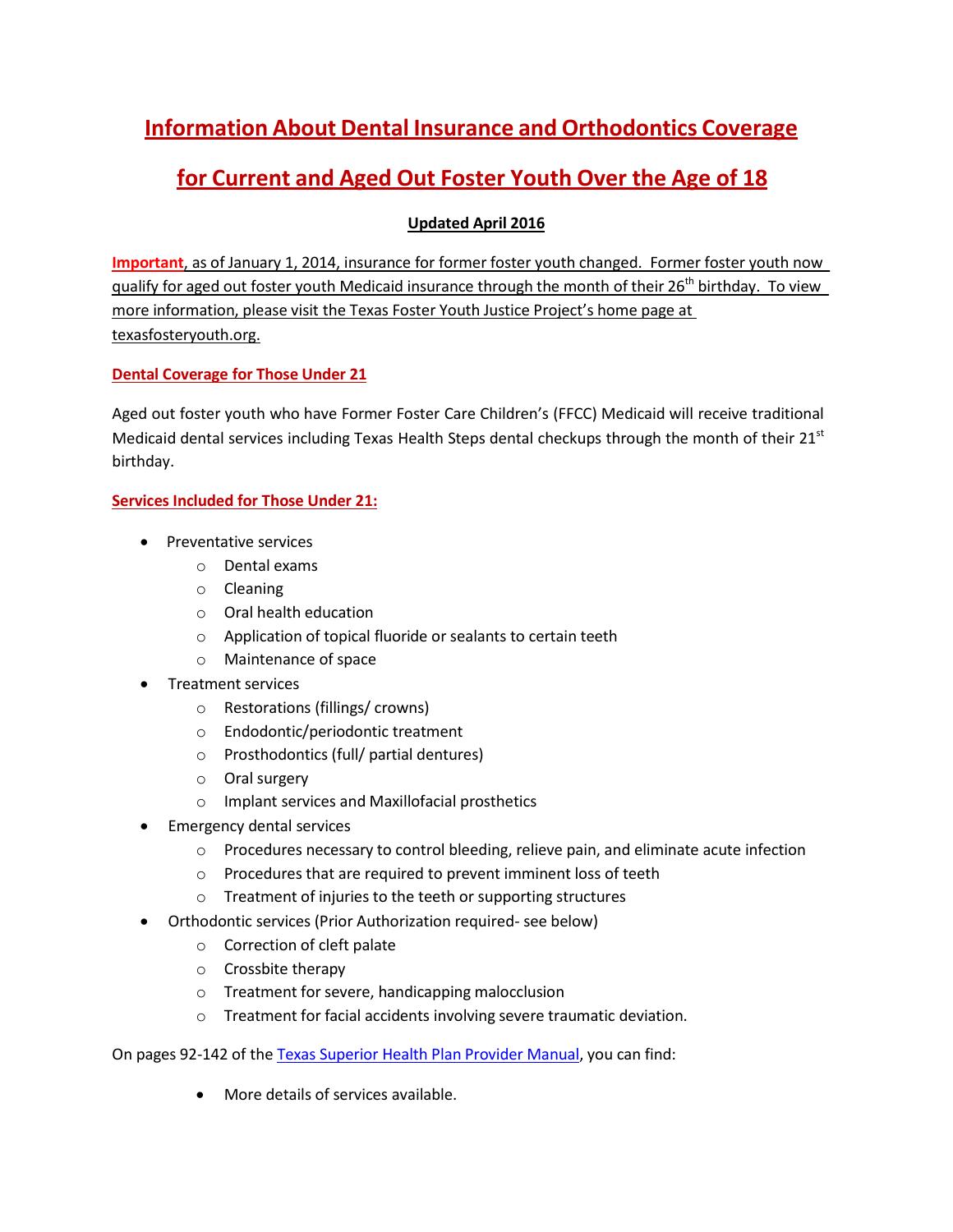# Information About Dental Insurance and Orthodontics Coverage

# for Current and Aged Out Foster Youth Over the Age of 18

**Updated April 2016**

**Important**, as of January 1, 2014, insurance for former foster youth changed. Former foster youth now qualify for aged out foster youth Medicaid insurance through the month of their 26th birthday. To view more information, please visit the Texas Foster Youth Justice Project's home page at texasfosteryouth.org.

## Dental Coverage for Those Under 21

Aged out foster youth who have Former Foster Care Children's (FFCC) Medicaid will receive traditional Medicaid dental services including Texas Health Steps dental checkups through the month of their 21st birthday.

## Services Included for Those Under 21:

- Preventative services
  - Dental exams
  - Cleaning
  - Oral health education
  - Application of topical fluoride or sealants to certain teeth
  - Maintenance of space
- Treatment services
  - Restorations (fillings/ crowns)
  - Endodontic/periodontic treatment
  - Prosthodontics (full/ partial dentures)
  - Oral surgery
  - Implant services and Maxillofacial prosthetics
- Emergency dental services
  - Procedures necessary to control bleeding, relieve pain, and eliminate acute infection
  - Procedures that are required to prevent imminent loss of teeth
  - Treatment of injuries to the teeth or supporting structures
- Orthodontic services (Prior Authorization required- see below)
  - Correction of cleft palate
  - Crossbite therapy
  - Treatment for severe, handicapping malocclusion
  - Treatment for facial accidents involving severe traumatic deviation.

On pages 92-142 of the Texas Superior Health Plan Provider Manual, you can find:

- More details of services available.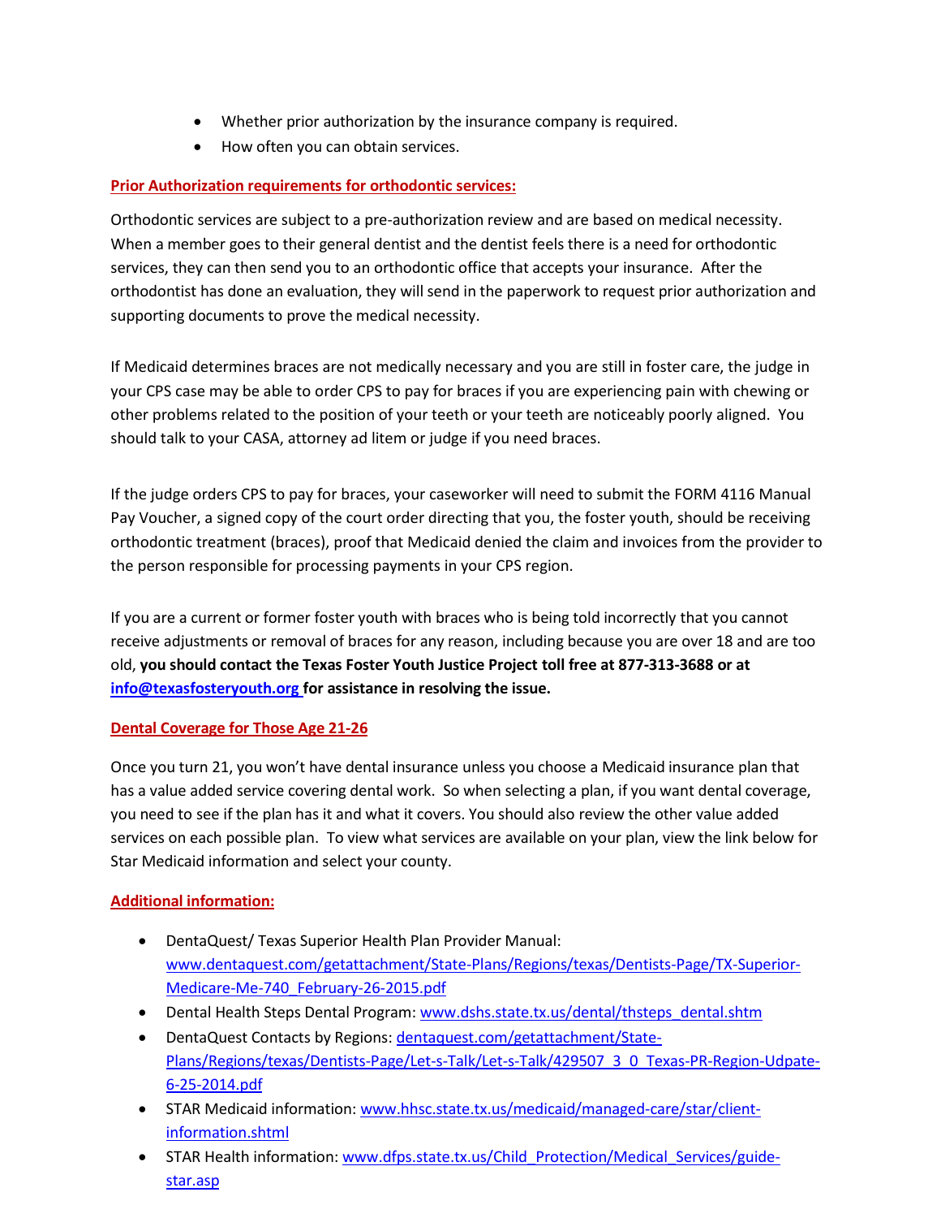- Whether prior authorization by the insurance company is required.
- How often you can obtain services.

## Prior Authorization requirements for orthodontic services:

Orthodontic services are subject to a pre-authorization review and are based on medical necessity. When a member goes to their general dentist and the dentist feels there is a need for orthodontic services, they can then send you to an orthodontic office that accepts your insurance. After the orthodontist has done an evaluation, they will send in the paperwork to request prior authorization and supporting documents to prove the medical necessity.

If Medicaid determines braces are not medically necessary and you are still in foster care, the judge in your CPS case may be able to order CPS to pay for braces if you are experiencing pain with chewing or other problems related to the position of your teeth or your teeth are noticeably poorly aligned. You should talk to your CASA, attorney ad litem or judge if you need braces.

If the judge orders CPS to pay for braces, your caseworker will need to submit the FORM 4116 Manual Pay Voucher, a signed copy of the court order directing that you, the foster youth, should be receiving orthodontic treatment (braces), proof that Medicaid denied the claim and invoices from the provider to the person responsible for processing payments in your CPS region.

If you are a current or former foster youth with braces who is being told incorrectly that you cannot receive adjustments or removal of braces for any reason, including because you are over 18 and are too old, **you should contact the Texas Foster Youth Justice Project toll free at 877-313-3688 or at [info@texasfosteryouth.org](mailto:info@texasfosteryouth.org) for assistance in resolving the issue.**

## Dental Coverage for Those Age 21-26

Once you turn 21, you won't have dental insurance unless you choose a Medicaid insurance plan that has a value added service covering dental work. So when selecting a plan, if you want dental coverage, you need to see if the plan has it and what it covers. You should also review the other value added services on each possible plan. To view what services are available on your plan, view the link below for Star Medicaid information and select your county.

## Additional information:

- DentaQuest/ Texas Superior Health Plan Provider Manual: www.dentaquest.com/getattachment/State-Plans/Regions/texas/Dentists-Page/TX-Superior-Medicare-Me-740_February-26-2015.pdf
- Dental Health Steps Dental Program: www.dshs.state.tx.us/dental/thsteps_dental.shtm
- DentaQuest Contacts by Regions: dentaquest.com/getattachment/State-Plans/Regions/texas/Dentists-Page/Let-s-Talk/Let-s-Talk/429507_3_0_Texas-PR-Region-Udpate-6-25-2014.pdf
- STAR Medicaid information: www.hhsc.state.tx.us/medicaid/managed-care/star/client-information.shtml
- STAR Health information: www.dfps.state.tx.us/Child_Protection/Medical_Services/guide-star.asp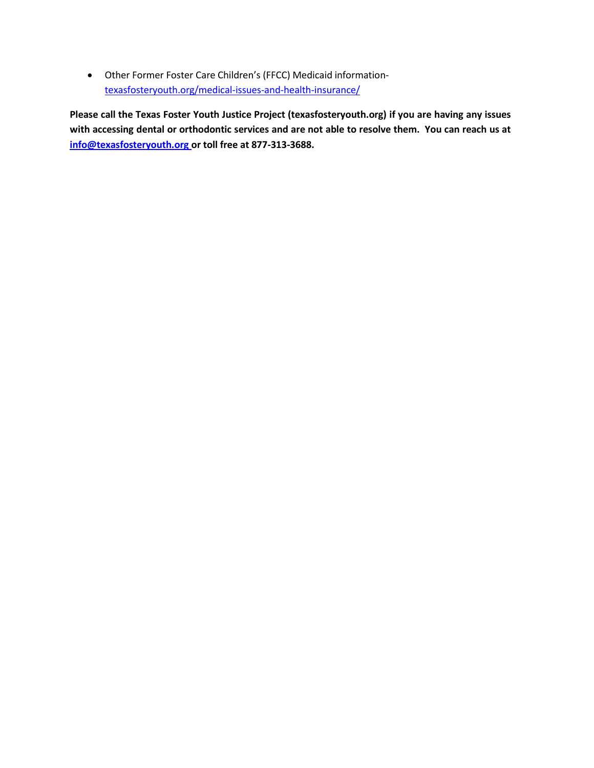- Other Former Foster Care Children's (FFCC) Medicaid information- [texasfosteryouth.org/medical-issues-and-health-insurance/](texasfosteryouth.org/medical-issues-and-health-insurance/)

**Please call the Texas Foster Youth Justice Project (texasfosteryouth.org) if you are having any issues with accessing dental or orthodontic services and are not able to resolve them. You can reach us at [info@texasfosteryouth.org](mailto:info@texasfosteryouth.org) or toll free at 877-313-3688.**